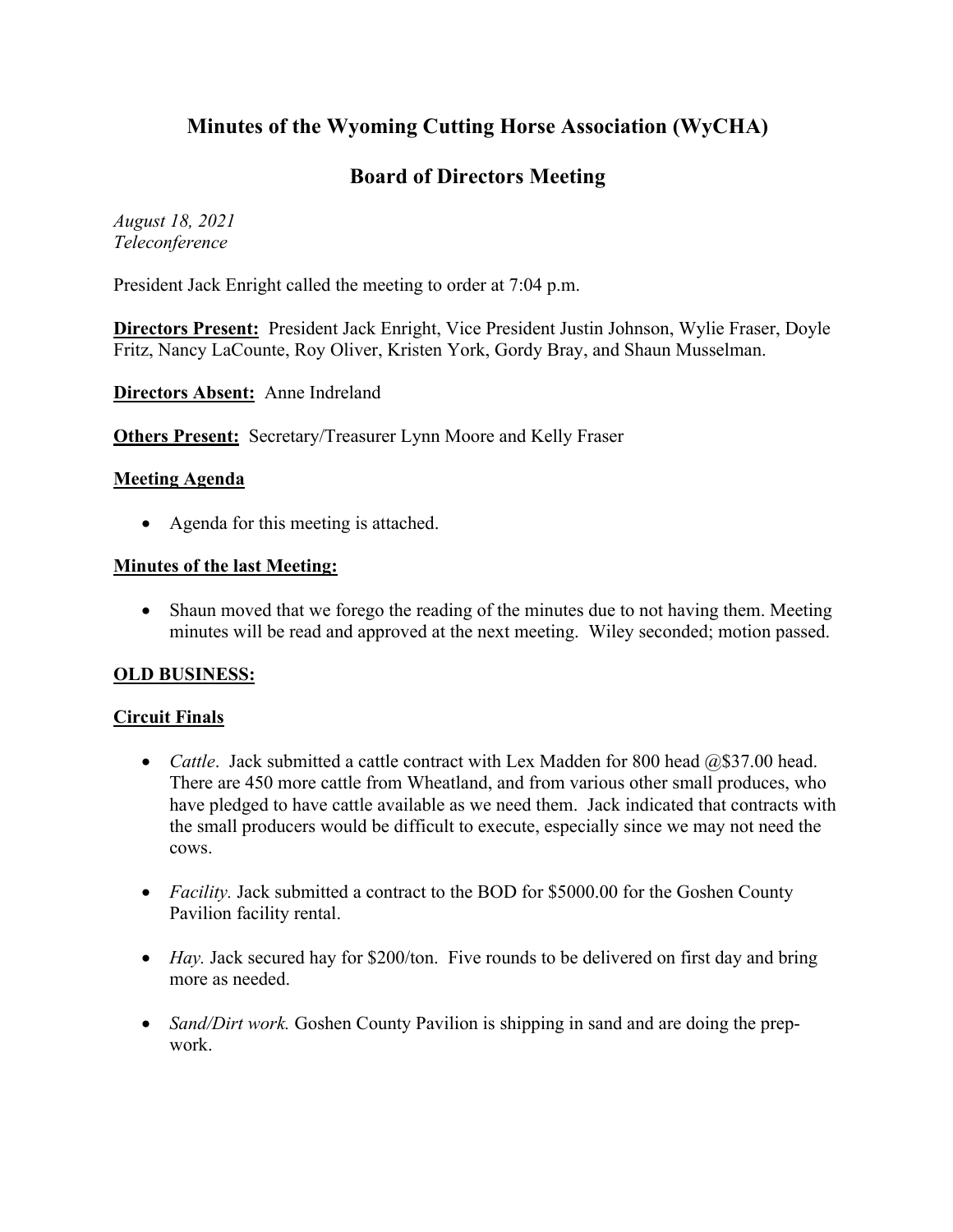# Minutes of the Wyoming Cutting Horse Association (WyCHA)

## Board of Directors Meeting

*August 18, 2021*
*Teleconference*

President Jack Enright called the meeting to order at 7:04 p.m.

**Directors Present:** President Jack Enright, Vice President Justin Johnson, Wylie Fraser, Doyle Fritz, Nancy LaCounte, Roy Oliver, Kristen York, Gordy Bray, and Shaun Musselman.

**Directors Absent:** Anne Indreland

**Others Present:** Secretary/Treasurer Lynn Moore and Kelly Fraser

**Meeting Agenda**

- Agenda for this meeting is attached.

**Minutes of the last Meeting:**

- Shaun moved that we forego the reading of the minutes due to not having them. Meeting minutes will be read and approved at the next meeting. Wiley seconded; motion passed.

**OLD BUSINESS:**

**Circuit Finals**

- *Cattle*. Jack submitted a cattle contract with Lex Madden for 800 head @$37.00 head. There are 450 more cattle from Wheatland, and from various other small produces, who have pledged to have cattle available as we need them. Jack indicated that contracts with the small producers would be difficult to execute, especially since we may not need the cows.

- *Facility.* Jack submitted a contract to the BOD for $5000.00 for the Goshen County Pavilion facility rental.

- *Hay.* Jack secured hay for $200/ton. Five rounds to be delivered on first day and bring more as needed.

- *Sand/Dirt work.* Goshen County Pavilion is shipping in sand and are doing the prep-work.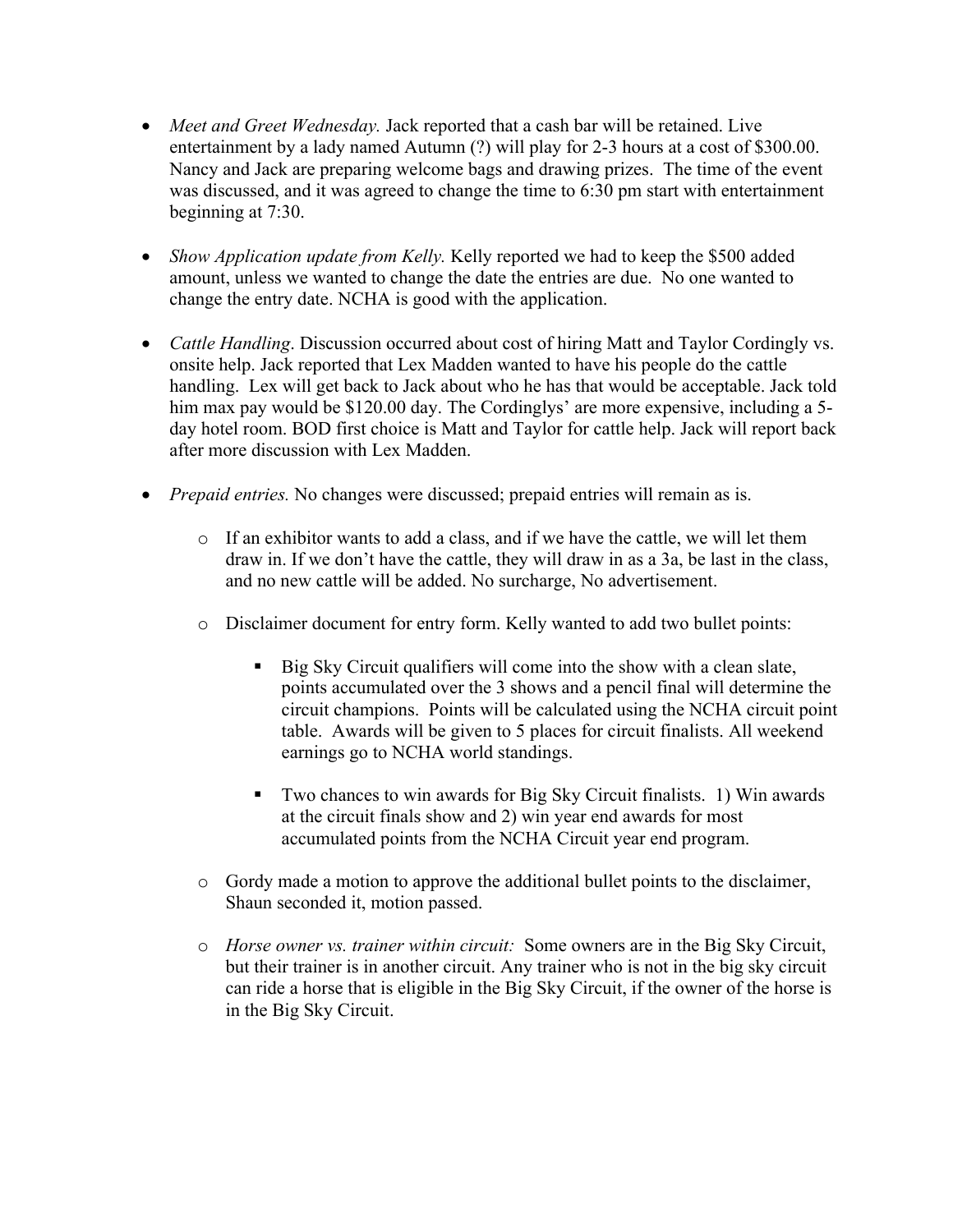- *Meet and Greet Wednesday.* Jack reported that a cash bar will be retained. Live entertainment by a lady named Autumn (?) will play for 2-3 hours at a cost of $300.00. Nancy and Jack are preparing welcome bags and drawing prizes. The time of the event was discussed, and it was agreed to change the time to 6:30 pm start with entertainment beginning at 7:30.

- *Show Application update from Kelly.* Kelly reported we had to keep the $500 added amount, unless we wanted to change the date the entries are due. No one wanted to change the entry date. NCHA is good with the application.

- *Cattle Handling*. Discussion occurred about cost of hiring Matt and Taylor Cordingly vs. onsite help. Jack reported that Lex Madden wanted to have his people do the cattle handling. Lex will get back to Jack about who he has that would be acceptable. Jack told him max pay would be $120.00 day. The Cordinglys' are more expensive, including a 5-day hotel room. BOD first choice is Matt and Taylor for cattle help. Jack will report back after more discussion with Lex Madden.

- *Prepaid entries.* No changes were discussed; prepaid entries will remain as is.

    - If an exhibitor wants to add a class, and if we have the cattle, we will let them draw in. If we don't have the cattle, they will draw in as a 3a, be last in the class, and no new cattle will be added. No surcharge, No advertisement.

    - Disclaimer document for entry form. Kelly wanted to add two bullet points:

        - Big Sky Circuit qualifiers will come into the show with a clean slate, points accumulated over the 3 shows and a pencil final will determine the circuit champions. Points will be calculated using the NCHA circuit point table. Awards will be given to 5 places for circuit finalists. All weekend earnings go to NCHA world standings.

        - Two chances to win awards for Big Sky Circuit finalists. 1) Win awards at the circuit finals show and 2) win year end awards for most accumulated points from the NCHA Circuit year end program.

    - Gordy made a motion to approve the additional bullet points to the disclaimer, Shaun seconded it, motion passed.

    - *Horse owner vs. trainer within circuit:* Some owners are in the Big Sky Circuit, but their trainer is in another circuit. Any trainer who is not in the big sky circuit can ride a horse that is eligible in the Big Sky Circuit, if the owner of the horse is in the Big Sky Circuit.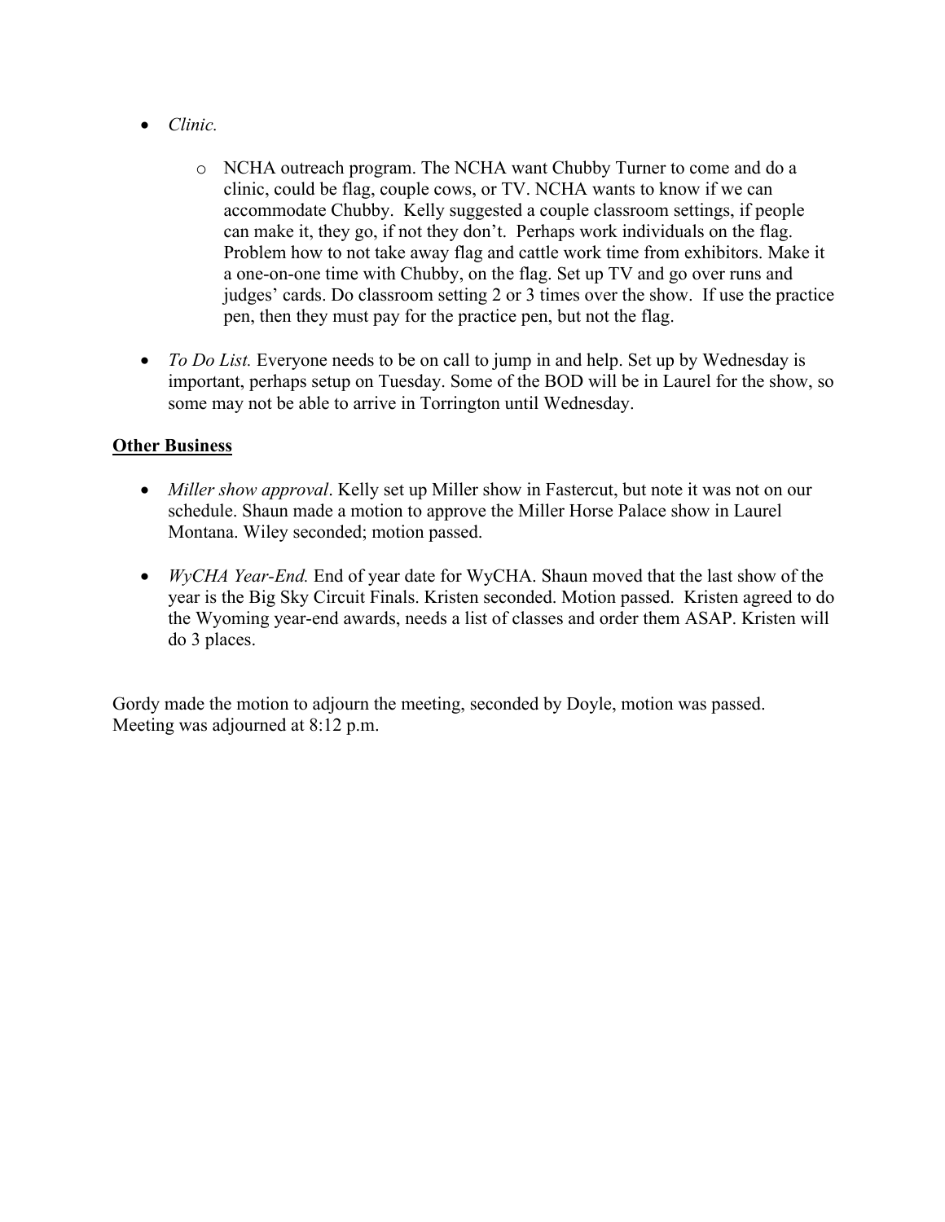- *Clinic.*

    - NCHA outreach program. The NCHA want Chubby Turner to come and do a clinic, could be flag, couple cows, or TV. NCHA wants to know if we can accommodate Chubby. Kelly suggested a couple classroom settings, if people can make it, they go, if not they don't. Perhaps work individuals on the flag. Problem how to not take away flag and cattle work time from exhibitors. Make it a one-on-one time with Chubby, on the flag. Set up TV and go over runs and judges' cards. Do classroom setting 2 or 3 times over the show. If use the practice pen, then they must pay for the practice pen, but not the flag.

- *To Do List.* Everyone needs to be on call to jump in and help. Set up by Wednesday is important, perhaps setup on Tuesday. Some of the BOD will be in Laurel for the show, so some may not be able to arrive in Torrington until Wednesday.

**<u>Other Business</u>**

- *Miller show approval*. Kelly set up Miller show in Fastercut, but note it was not on our schedule. Shaun made a motion to approve the Miller Horse Palace show in Laurel Montana. Wiley seconded; motion passed.

- *WyCHA Year-End.* End of year date for WyCHA. Shaun moved that the last show of the year is the Big Sky Circuit Finals. Kristen seconded. Motion passed. Kristen agreed to do the Wyoming year-end awards, needs a list of classes and order them ASAP. Kristen will do 3 places.

Gordy made the motion to adjourn the meeting, seconded by Doyle, motion was passed. Meeting was adjourned at 8:12 p.m.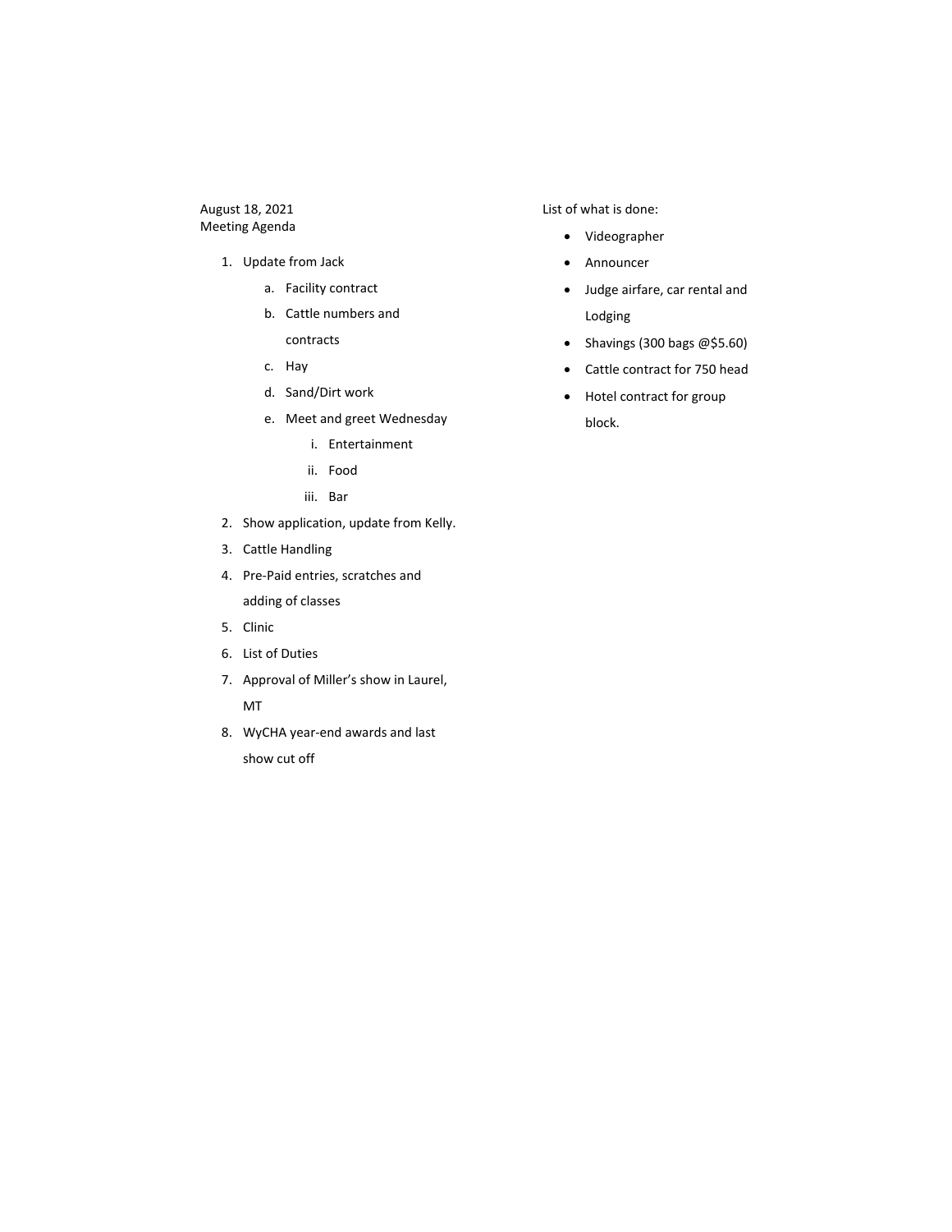August 18, 2021
Meeting Agenda

1. Update from Jack
    a. Facility contract
    b. Cattle numbers and contracts
    c. Hay
    d. Sand/Dirt work
    e. Meet and greet Wednesday
        i. Entertainment
        ii. Food
        iii. Bar
2. Show application, update from Kelly.
3. Cattle Handling
4. Pre-Paid entries, scratches and adding of classes
5. Clinic
6. List of Duties
7. Approval of Miller's show in Laurel, MT
8. WyCHA year-end awards and last show cut off

List of what is done:

- Videographer
- Announcer
- Judge airfare, car rental and Lodging
- Shavings (300 bags @$5.60)
- Cattle contract for 750 head
- Hotel contract for group block.